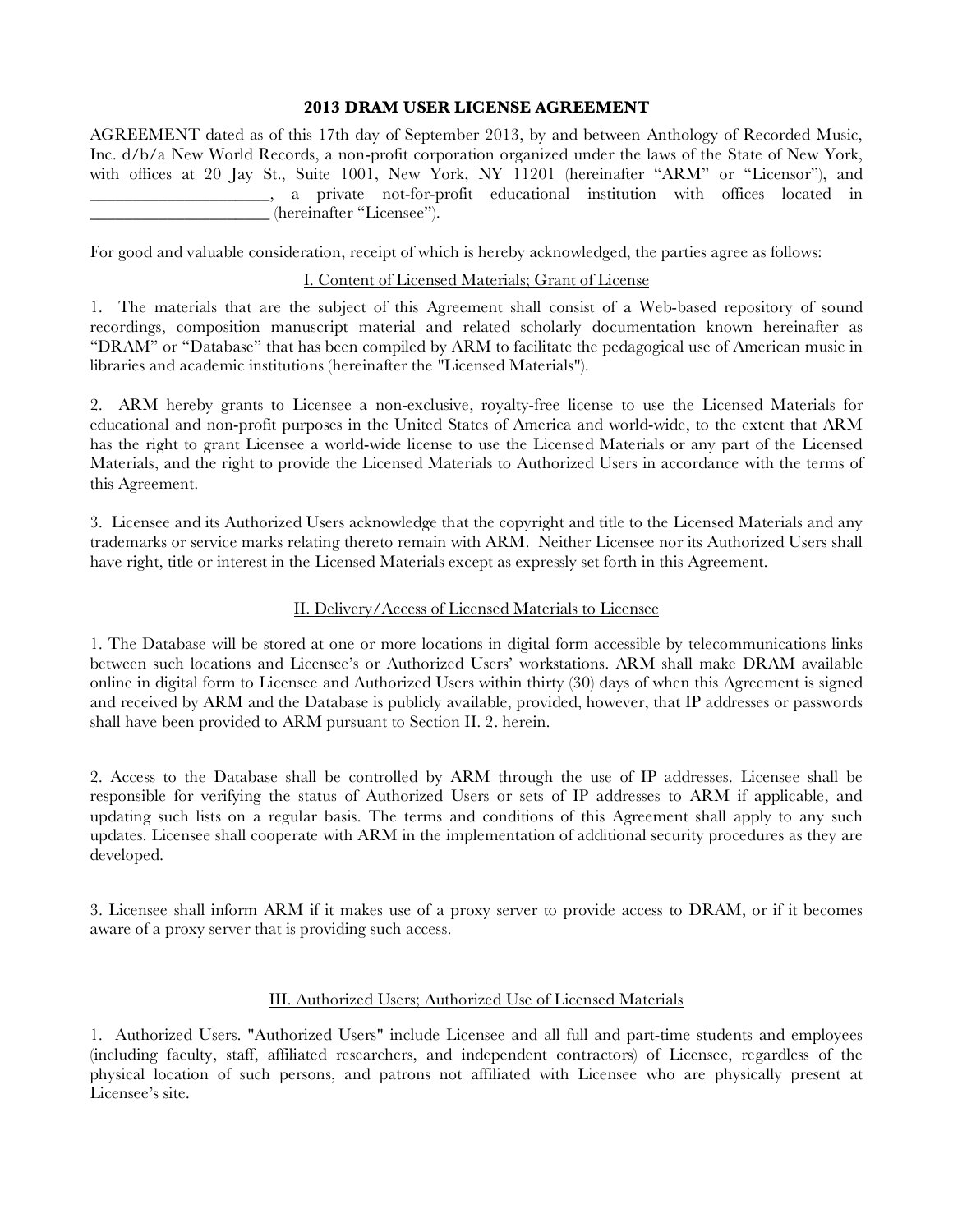# 2013 DRAM USER LICENSE AGREEMENT

AGREEMENT dated as of this 17th day of September 2013, by and between Anthology of Recorded Music, Inc. d/b/a New World Records, a non-profit corporation organized under the laws of the State of New York, with offices at 20 Jay St., Suite 1001, New York, NY 11201 (hereinafter "ARM" or "Licensor"), and ______________________, a private not-for-profit educational institution with offices located in ______________________ (hereinafter "Licensee").

For good and valuable consideration, receipt of which is hereby acknowledged, the parties agree as follows:

## I. Content of Licensed Materials; Grant of License

1. The materials that are the subject of this Agreement shall consist of a Web-based repository of sound recordings, composition manuscript material and related scholarly documentation known hereinafter as "DRAM" or "Database" that has been compiled by ARM to facilitate the pedagogical use of American music in libraries and academic institutions (hereinafter the "Licensed Materials").

2. ARM hereby grants to Licensee a non-exclusive, royalty-free license to use the Licensed Materials for educational and non-profit purposes in the United States of America and world-wide, to the extent that ARM has the right to grant Licensee a world-wide license to use the Licensed Materials or any part of the Licensed Materials, and the right to provide the Licensed Materials to Authorized Users in accordance with the terms of this Agreement.

3. Licensee and its Authorized Users acknowledge that the copyright and title to the Licensed Materials and any trademarks or service marks relating thereto remain with ARM. Neither Licensee nor its Authorized Users shall have right, title or interest in the Licensed Materials except as expressly set forth in this Agreement.

## II. Delivery/Access of Licensed Materials to Licensee

1. The Database will be stored at one or more locations in digital form accessible by telecommunications links between such locations and Licensee's or Authorized Users' workstations. ARM shall make DRAM available online in digital form to Licensee and Authorized Users within thirty (30) days of when this Agreement is signed and received by ARM and the Database is publicly available, provided, however, that IP addresses or passwords shall have been provided to ARM pursuant to Section II. 2. herein.

2. Access to the Database shall be controlled by ARM through the use of IP addresses. Licensee shall be responsible for verifying the status of Authorized Users or sets of IP addresses to ARM if applicable, and updating such lists on a regular basis. The terms and conditions of this Agreement shall apply to any such updates. Licensee shall cooperate with ARM in the implementation of additional security procedures as they are developed.

3. Licensee shall inform ARM if it makes use of a proxy server to provide access to DRAM, or if it becomes aware of a proxy server that is providing such access.

## III. Authorized Users; Authorized Use of Licensed Materials

1. Authorized Users. "Authorized Users" include Licensee and all full and part-time students and employees (including faculty, staff, affiliated researchers, and independent contractors) of Licensee, regardless of the physical location of such persons, and patrons not affiliated with Licensee who are physically present at Licensee's site.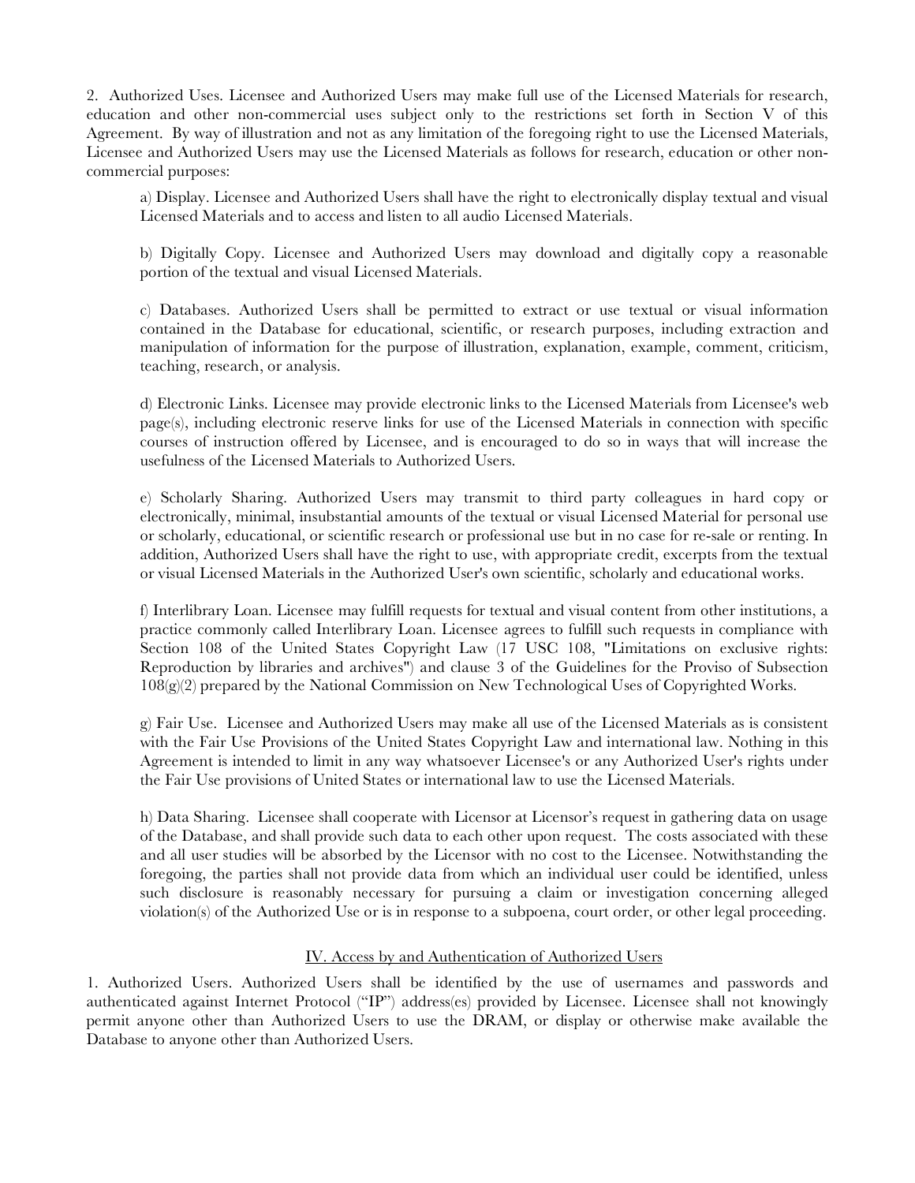2. Authorized Uses. Licensee and Authorized Users may make full use of the Licensed Materials for research, education and other non-commercial uses subject only to the restrictions set forth in Section V of this Agreement. By way of illustration and not as any limitation of the foregoing right to use the Licensed Materials, Licensee and Authorized Users may use the Licensed Materials as follows for research, education or other non-commercial purposes:

a) Display. Licensee and Authorized Users shall have the right to electronically display textual and visual Licensed Materials and to access and listen to all audio Licensed Materials.

b) Digitally Copy. Licensee and Authorized Users may download and digitally copy a reasonable portion of the textual and visual Licensed Materials.

c) Databases. Authorized Users shall be permitted to extract or use textual or visual information contained in the Database for educational, scientific, or research purposes, including extraction and manipulation of information for the purpose of illustration, explanation, example, comment, criticism, teaching, research, or analysis.

d) Electronic Links. Licensee may provide electronic links to the Licensed Materials from Licensee's web page(s), including electronic reserve links for use of the Licensed Materials in connection with specific courses of instruction offered by Licensee, and is encouraged to do so in ways that will increase the usefulness of the Licensed Materials to Authorized Users.

e) Scholarly Sharing. Authorized Users may transmit to third party colleagues in hard copy or electronically, minimal, insubstantial amounts of the textual or visual Licensed Material for personal use or scholarly, educational, or scientific research or professional use but in no case for re-sale or renting. In addition, Authorized Users shall have the right to use, with appropriate credit, excerpts from the textual or visual Licensed Materials in the Authorized User's own scientific, scholarly and educational works.

f) Interlibrary Loan. Licensee may fulfill requests for textual and visual content from other institutions, a practice commonly called Interlibrary Loan. Licensee agrees to fulfill such requests in compliance with Section 108 of the United States Copyright Law (17 USC 108, "Limitations on exclusive rights: Reproduction by libraries and archives") and clause 3 of the Guidelines for the Proviso of Subsection 108(g)(2) prepared by the National Commission on New Technological Uses of Copyrighted Works.

g) Fair Use. Licensee and Authorized Users may make all use of the Licensed Materials as is consistent with the Fair Use Provisions of the United States Copyright Law and international law. Nothing in this Agreement is intended to limit in any way whatsoever Licensee's or any Authorized User's rights under the Fair Use provisions of United States or international law to use the Licensed Materials.

h) Data Sharing. Licensee shall cooperate with Licensor at Licensor's request in gathering data on usage of the Database, and shall provide such data to each other upon request. The costs associated with these and all user studies will be absorbed by the Licensor with no cost to the Licensee. Notwithstanding the foregoing, the parties shall not provide data from which an individual user could be identified, unless such disclosure is reasonably necessary for pursuing a claim or investigation concerning alleged violation(s) of the Authorized Use or is in response to a subpoena, court order, or other legal proceeding.

## IV. Access by and Authentication of Authorized Users

1. Authorized Users. Authorized Users shall be identified by the use of usernames and passwords and authenticated against Internet Protocol ("IP") address(es) provided by Licensee. Licensee shall not knowingly permit anyone other than Authorized Users to use the DRAM, or display or otherwise make available the Database to anyone other than Authorized Users.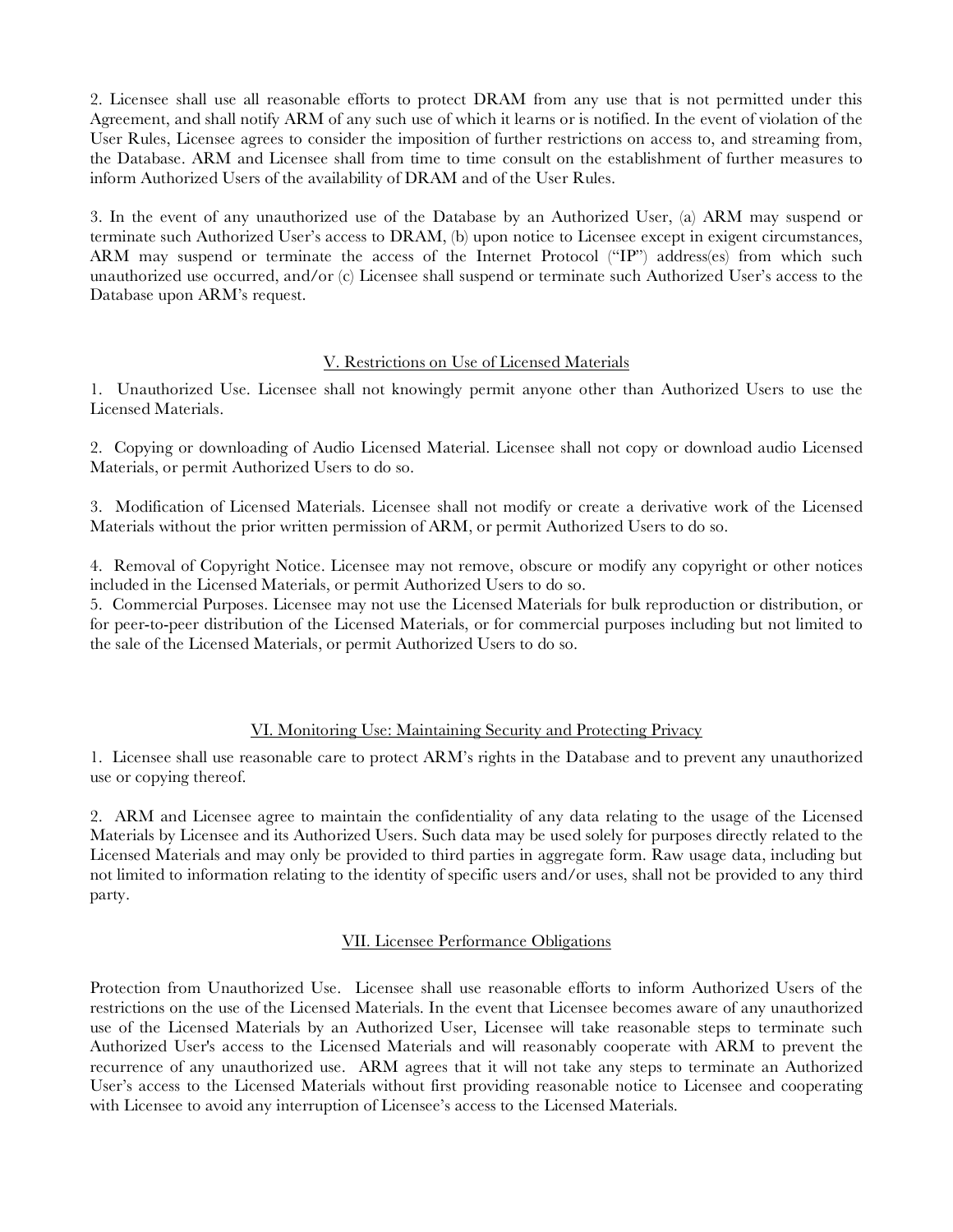2. Licensee shall use all reasonable efforts to protect DRAM from any use that is not permitted under this Agreement, and shall notify ARM of any such use of which it learns or is notified. In the event of violation of the User Rules, Licensee agrees to consider the imposition of further restrictions on access to, and streaming from, the Database. ARM and Licensee shall from time to time consult on the establishment of further measures to inform Authorized Users of the availability of DRAM and of the User Rules.

3. In the event of any unauthorized use of the Database by an Authorized User, (a) ARM may suspend or terminate such Authorized User's access to DRAM, (b) upon notice to Licensee except in exigent circumstances, ARM may suspend or terminate the access of the Internet Protocol ("IP") address(es) from which such unauthorized use occurred, and/or (c) Licensee shall suspend or terminate such Authorized User's access to the Database upon ARM's request.

## V. Restrictions on Use of Licensed Materials

1. Unauthorized Use. Licensee shall not knowingly permit anyone other than Authorized Users to use the Licensed Materials.

2. Copying or downloading of Audio Licensed Material. Licensee shall not copy or download audio Licensed Materials, or permit Authorized Users to do so.

3. Modification of Licensed Materials. Licensee shall not modify or create a derivative work of the Licensed Materials without the prior written permission of ARM, or permit Authorized Users to do so.

4. Removal of Copyright Notice. Licensee may not remove, obscure or modify any copyright or other notices included in the Licensed Materials, or permit Authorized Users to do so.

5. Commercial Purposes. Licensee may not use the Licensed Materials for bulk reproduction or distribution, or for peer-to-peer distribution of the Licensed Materials, or for commercial purposes including but not limited to the sale of the Licensed Materials, or permit Authorized Users to do so.

## VI. Monitoring Use: Maintaining Security and Protecting Privacy

1. Licensee shall use reasonable care to protect ARM's rights in the Database and to prevent any unauthorized use or copying thereof.

2. ARM and Licensee agree to maintain the confidentiality of any data relating to the usage of the Licensed Materials by Licensee and its Authorized Users. Such data may be used solely for purposes directly related to the Licensed Materials and may only be provided to third parties in aggregate form. Raw usage data, including but not limited to information relating to the identity of specific users and/or uses, shall not be provided to any third party.

## VII. Licensee Performance Obligations

Protection from Unauthorized Use. Licensee shall use reasonable efforts to inform Authorized Users of the restrictions on the use of the Licensed Materials. In the event that Licensee becomes aware of any unauthorized use of the Licensed Materials by an Authorized User, Licensee will take reasonable steps to terminate such Authorized User's access to the Licensed Materials and will reasonably cooperate with ARM to prevent the recurrence of any unauthorized use. ARM agrees that it will not take any steps to terminate an Authorized User's access to the Licensed Materials without first providing reasonable notice to Licensee and cooperating with Licensee to avoid any interruption of Licensee's access to the Licensed Materials.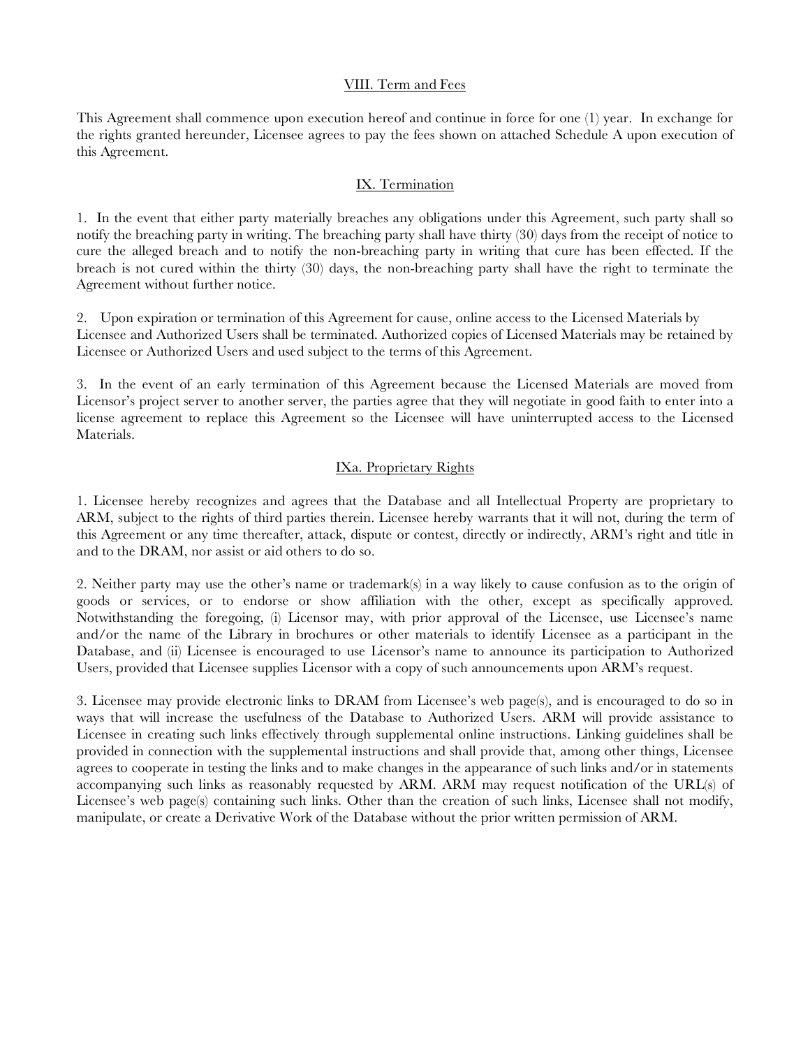## VIII. Term and Fees

This Agreement shall commence upon execution hereof and continue in force for one (1) year. In exchange for the rights granted hereunder, Licensee agrees to pay the fees shown on attached Schedule A upon execution of this Agreement.

## IX. Termination

1. In the event that either party materially breaches any obligations under this Agreement, such party shall so notify the breaching party in writing. The breaching party shall have thirty (30) days from the receipt of notice to cure the alleged breach and to notify the non-breaching party in writing that cure has been effected. If the breach is not cured within the thirty (30) days, the non-breaching party shall have the right to terminate the Agreement without further notice.

2. Upon expiration or termination of this Agreement for cause, online access to the Licensed Materials by Licensee and Authorized Users shall be terminated. Authorized copies of Licensed Materials may be retained by Licensee or Authorized Users and used subject to the terms of this Agreement.

3. In the event of an early termination of this Agreement because the Licensed Materials are moved from Licensor's project server to another server, the parties agree that they will negotiate in good faith to enter into a license agreement to replace this Agreement so the Licensee will have uninterrupted access to the Licensed Materials.

## IXa. Proprietary Rights

1. Licensee hereby recognizes and agrees that the Database and all Intellectual Property are proprietary to ARM, subject to the rights of third parties therein. Licensee hereby warrants that it will not, during the term of this Agreement or any time thereafter, attack, dispute or contest, directly or indirectly, ARM's right and title in and to the DRAM, nor assist or aid others to do so.

2. Neither party may use the other's name or trademark(s) in a way likely to cause confusion as to the origin of goods or services, or to endorse or show affiliation with the other, except as specifically approved. Notwithstanding the foregoing, (i) Licensor may, with prior approval of the Licensee, use Licensee's name and/or the name of the Library in brochures or other materials to identify Licensee as a participant in the Database, and (ii) Licensee is encouraged to use Licensor's name to announce its participation to Authorized Users, provided that Licensee supplies Licensor with a copy of such announcements upon ARM's request.

3. Licensee may provide electronic links to DRAM from Licensee's web page(s), and is encouraged to do so in ways that will increase the usefulness of the Database to Authorized Users. ARM will provide assistance to Licensee in creating such links effectively through supplemental online instructions. Linking guidelines shall be provided in connection with the supplemental instructions and shall provide that, among other things, Licensee agrees to cooperate in testing the links and to make changes in the appearance of such links and/or in statements accompanying such links as reasonably requested by ARM. ARM may request notification of the URL(s) of Licensee's web page(s) containing such links. Other than the creation of such links, Licensee shall not modify, manipulate, or create a Derivative Work of the Database without the prior written permission of ARM.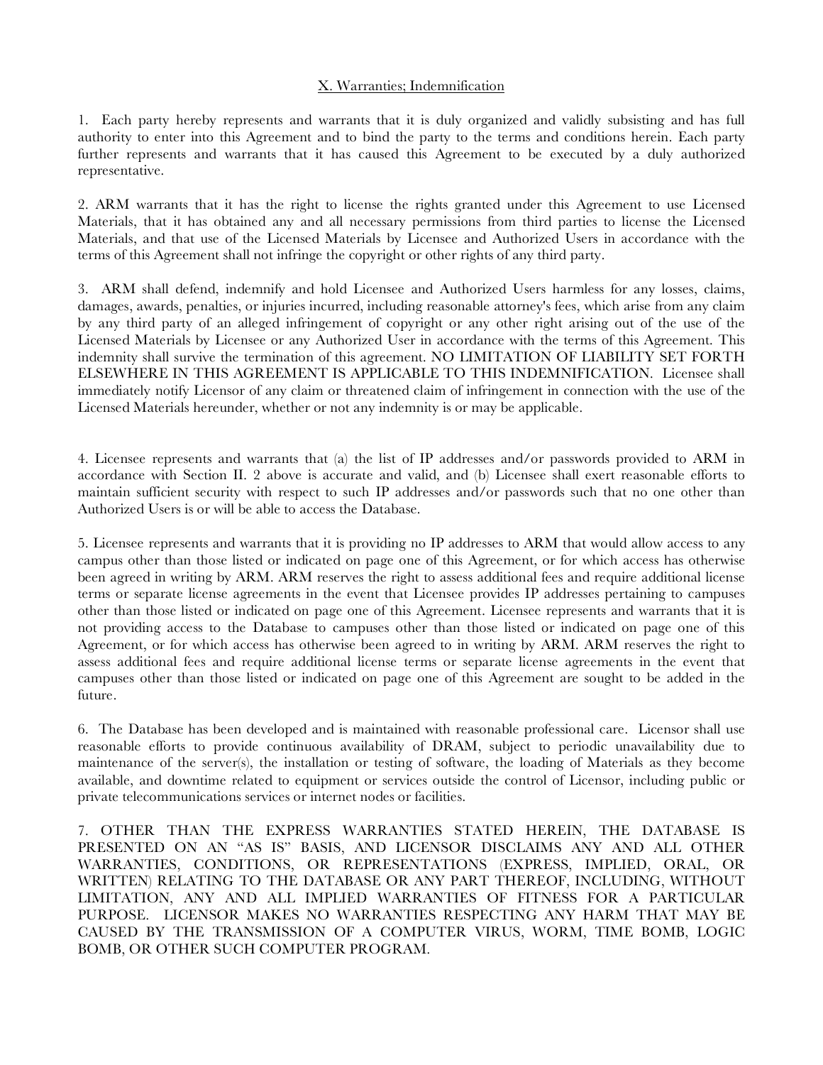## X. Warranties; Indemnification

1. Each party hereby represents and warrants that it is duly organized and validly subsisting and has full authority to enter into this Agreement and to bind the party to the terms and conditions herein. Each party further represents and warrants that it has caused this Agreement to be executed by a duly authorized representative.

2. ARM warrants that it has the right to license the rights granted under this Agreement to use Licensed Materials, that it has obtained any and all necessary permissions from third parties to license the Licensed Materials, and that use of the Licensed Materials by Licensee and Authorized Users in accordance with the terms of this Agreement shall not infringe the copyright or other rights of any third party.

3. ARM shall defend, indemnify and hold Licensee and Authorized Users harmless for any losses, claims, damages, awards, penalties, or injuries incurred, including reasonable attorney's fees, which arise from any claim by any third party of an alleged infringement of copyright or any other right arising out of the use of the Licensed Materials by Licensee or any Authorized User in accordance with the terms of this Agreement. This indemnity shall survive the termination of this agreement. NO LIMITATION OF LIABILITY SET FORTH ELSEWHERE IN THIS AGREEMENT IS APPLICABLE TO THIS INDEMNIFICATION. Licensee shall immediately notify Licensor of any claim or threatened claim of infringement in connection with the use of the Licensed Materials hereunder, whether or not any indemnity is or may be applicable.

4. Licensee represents and warrants that (a) the list of IP addresses and/or passwords provided to ARM in accordance with Section II. 2 above is accurate and valid, and (b) Licensee shall exert reasonable efforts to maintain sufficient security with respect to such IP addresses and/or passwords such that no one other than Authorized Users is or will be able to access the Database.

5. Licensee represents and warrants that it is providing no IP addresses to ARM that would allow access to any campus other than those listed or indicated on page one of this Agreement, or for which access has otherwise been agreed in writing by ARM. ARM reserves the right to assess additional fees and require additional license terms or separate license agreements in the event that Licensee provides IP addresses pertaining to campuses other than those listed or indicated on page one of this Agreement. Licensee represents and warrants that it is not providing access to the Database to campuses other than those listed or indicated on page one of this Agreement, or for which access has otherwise been agreed to in writing by ARM. ARM reserves the right to assess additional fees and require additional license terms or separate license agreements in the event that campuses other than those listed or indicated on page one of this Agreement are sought to be added in the future.

6. The Database has been developed and is maintained with reasonable professional care. Licensor shall use reasonable efforts to provide continuous availability of DRAM, subject to periodic unavailability due to maintenance of the server(s), the installation or testing of software, the loading of Materials as they become available, and downtime related to equipment or services outside the control of Licensor, including public or private telecommunications services or internet nodes or facilities.

7. OTHER THAN THE EXPRESS WARRANTIES STATED HEREIN, THE DATABASE IS PRESENTED ON AN "AS IS" BASIS, AND LICENSOR DISCLAIMS ANY AND ALL OTHER WARRANTIES, CONDITIONS, OR REPRESENTATIONS (EXPRESS, IMPLIED, ORAL, OR WRITTEN) RELATING TO THE DATABASE OR ANY PART THEREOF, INCLUDING, WITHOUT LIMITATION, ANY AND ALL IMPLIED WARRANTIES OF FITNESS FOR A PARTICULAR PURPOSE. LICENSOR MAKES NO WARRANTIES RESPECTING ANY HARM THAT MAY BE CAUSED BY THE TRANSMISSION OF A COMPUTER VIRUS, WORM, TIME BOMB, LOGIC BOMB, OR OTHER SUCH COMPUTER PROGRAM.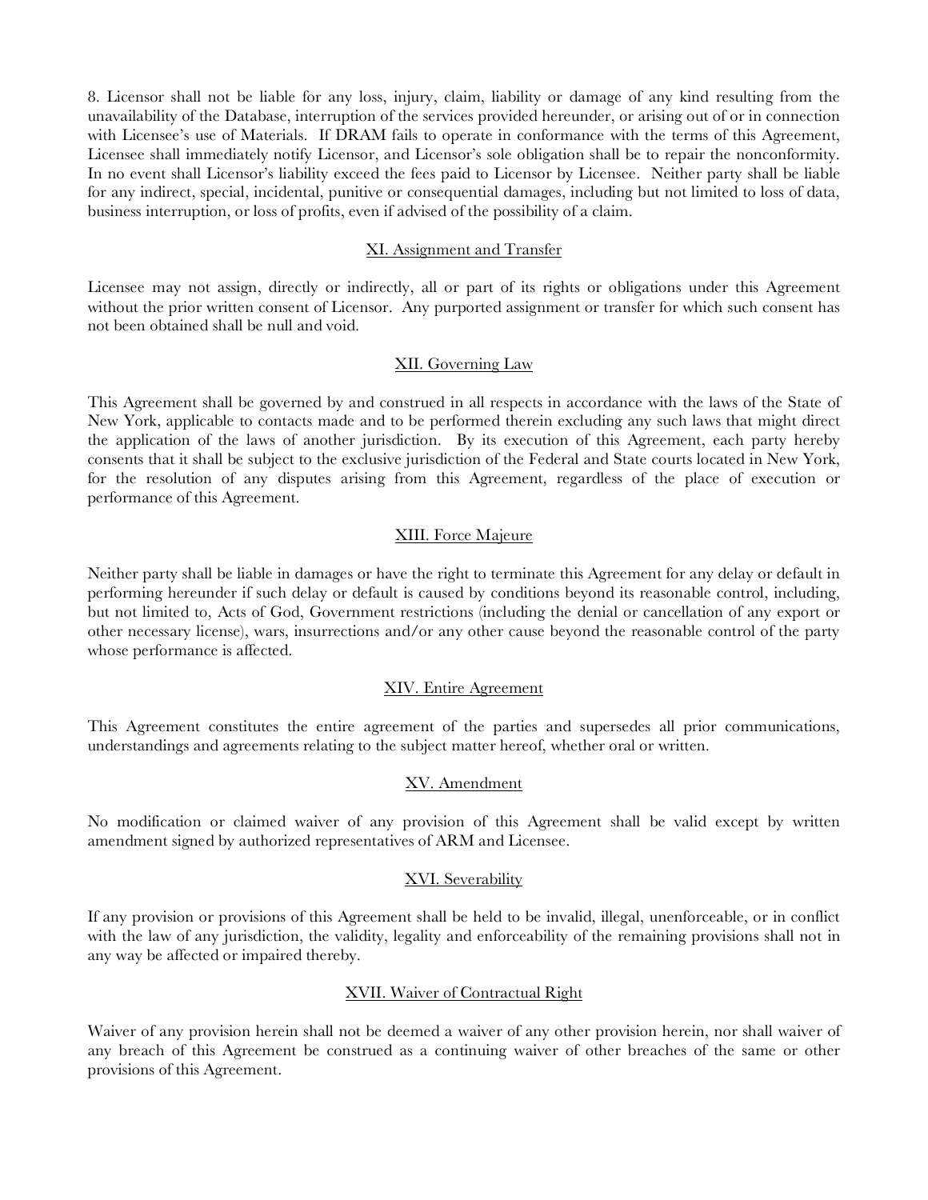8. Licensor shall not be liable for any loss, injury, claim, liability or damage of any kind resulting from the unavailability of the Database, interruption of the services provided hereunder, or arising out of or in connection with Licensee's use of Materials. If DRAM fails to operate in conformance with the terms of this Agreement, Licensee shall immediately notify Licensor, and Licensor's sole obligation shall be to repair the nonconformity. In no event shall Licensor's liability exceed the fees paid to Licensor by Licensee. Neither party shall be liable for any indirect, special, incidental, punitive or consequential damages, including but not limited to loss of data, business interruption, or loss of profits, even if advised of the possibility of a claim.

## XI. Assignment and Transfer

Licensee may not assign, directly or indirectly, all or part of its rights or obligations under this Agreement without the prior written consent of Licensor. Any purported assignment or transfer for which such consent has not been obtained shall be null and void.

## XII. Governing Law

This Agreement shall be governed by and construed in all respects in accordance with the laws of the State of New York, applicable to contacts made and to be performed therein excluding any such laws that might direct the application of the laws of another jurisdiction. By its execution of this Agreement, each party hereby consents that it shall be subject to the exclusive jurisdiction of the Federal and State courts located in New York, for the resolution of any disputes arising from this Agreement, regardless of the place of execution or performance of this Agreement.

## XIII. Force Majeure

Neither party shall be liable in damages or have the right to terminate this Agreement for any delay or default in performing hereunder if such delay or default is caused by conditions beyond its reasonable control, including, but not limited to, Acts of God, Government restrictions (including the denial or cancellation of any export or other necessary license), wars, insurrections and/or any other cause beyond the reasonable control of the party whose performance is affected.

## XIV. Entire Agreement

This Agreement constitutes the entire agreement of the parties and supersedes all prior communications, understandings and agreements relating to the subject matter hereof, whether oral or written.

## XV. Amendment

No modification or claimed waiver of any provision of this Agreement shall be valid except by written amendment signed by authorized representatives of ARM and Licensee.

## XVI. Severability

If any provision or provisions of this Agreement shall be held to be invalid, illegal, unenforceable, or in conflict with the law of any jurisdiction, the validity, legality and enforceability of the remaining provisions shall not in any way be affected or impaired thereby.

## XVII. Waiver of Contractual Right

Waiver of any provision herein shall not be deemed a waiver of any other provision herein, nor shall waiver of any breach of this Agreement be construed as a continuing waiver of other breaches of the same or other provisions of this Agreement.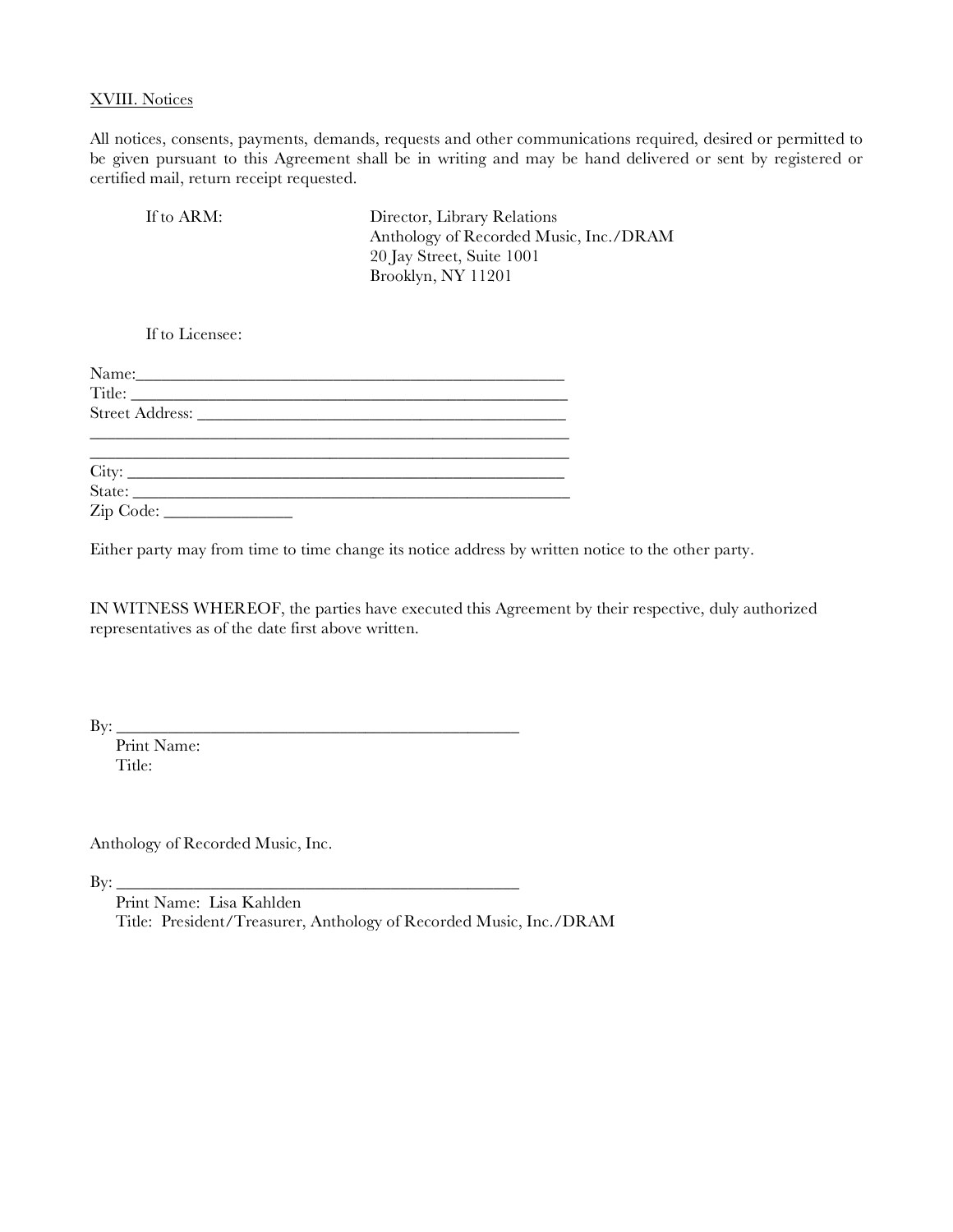XVIII. Notices

All notices, consents, payments, demands, requests and other communications required, desired or permitted to be given pursuant to this Agreement shall be in writing and may be hand delivered or sent by registered or certified mail, return receipt requested.

If to ARM:

Director, Library Relations
Anthology of Recorded Music, Inc./DRAM
20 Jay Street, Suite 1001
Brooklyn, NY 11201

If to Licensee:

Name:_______________________________________________
Title: _______________________________________________
Street Address: ______________________________________
_____________________________________________________
_____________________________________________________
City: ________________________________________________
State: _______________________________________________
Zip Code: _______________

Either party may from time to time change its notice address by written notice to the other party.

IN WITNESS WHEREOF, the parties have executed this Agreement by their respective, duly authorized representatives as of the date first above written.

By: ______________________________________________
Print Name:
Title:

Anthology of Recorded Music, Inc.

By: ______________________________________________
Print Name: Lisa Kahlden
Title: President/Treasurer, Anthology of Recorded Music, Inc./DRAM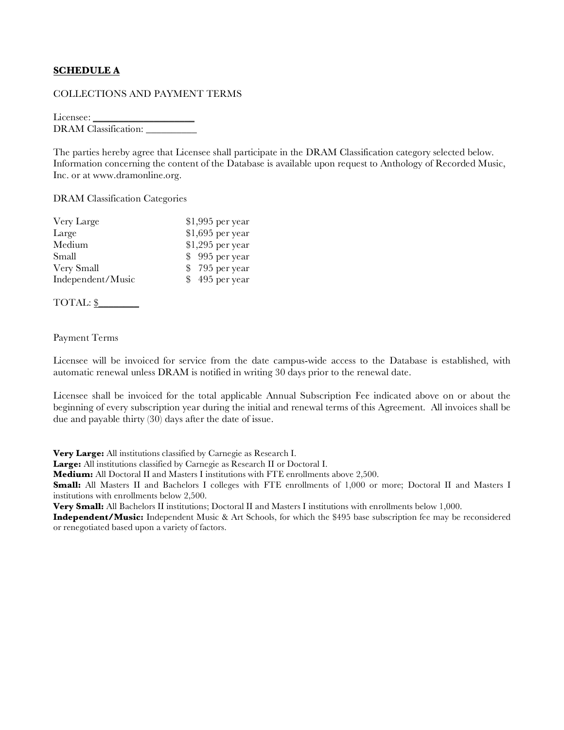**SCHEDULE A**

COLLECTIONS AND PAYMENT TERMS

Licensee: ____________________
DRAM Classification: __________

The parties hereby agree that Licensee shall participate in the DRAM Classification category selected below. Information concerning the content of the Database is available upon request to Anthology of Recorded Music, Inc. or at www.dramonline.org.

DRAM Classification Categories

| | |
|---|---|
| Very Large | $1,995 per year |
| Large | $1,695 per year |
| Medium | $1,295 per year |
| Small | $ 995 per year |
| Very Small | $ 795 per year |
| Independent/Music | $ 495 per year |

TOTAL: $________

Payment Terms

Licensee will be invoiced for service from the date campus-wide access to the Database is established, with automatic renewal unless DRAM is notified in writing 30 days prior to the renewal date.

Licensee shall be invoiced for the total applicable Annual Subscription Fee indicated above on or about the beginning of every subscription year during the initial and renewal terms of this Agreement. All invoices shall be due and payable thirty (30) days after the date of issue.

**Very Large:** All institutions classified by Carnegie as Research I.
**Large:** All institutions classified by Carnegie as Research II or Doctoral I.
**Medium:** All Doctoral II and Masters I institutions with FTE enrollments above 2,500.
**Small:** All Masters II and Bachelors I colleges with FTE enrollments of 1,000 or more; Doctoral II and Masters I institutions with enrollments below 2,500.
**Very Small:** All Bachelors II institutions; Doctoral II and Masters I institutions with enrollments below 1,000.
**Independent/Music:** Independent Music & Art Schools, for which the $495 base subscription fee may be reconsidered or renegotiated based upon a variety of factors.